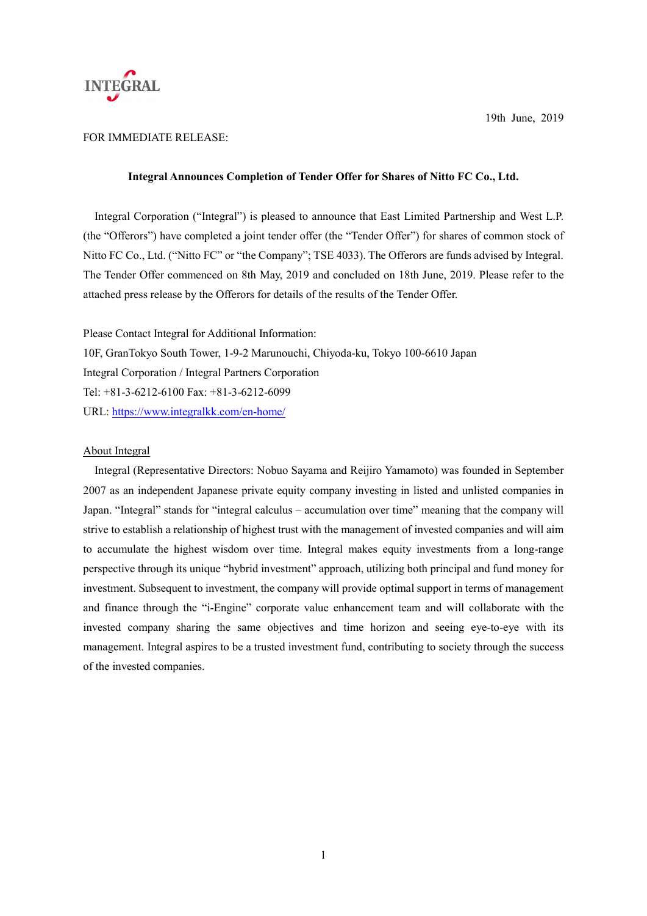INTEGRAL

19th June, 2019

FOR IMMEDIATE RELEASE:

**Integral Announces Completion of Tender Offer for Shares of Nitto FC Co., Ltd.**

Integral Corporation ("Integral") is pleased to announce that East Limited Partnership and West L.P. (the "Offerors") have completed a joint tender offer (the "Tender Offer") for shares of common stock of Nitto FC Co., Ltd. ("Nitto FC" or "the Company"; TSE 4033). The Offerors are funds advised by Integral. The Tender Offer commenced on 8th May, 2019 and concluded on 18th June, 2019. Please refer to the attached press release by the Offerors for details of the results of the Tender Offer.

Please Contact Integral for Additional Information:
10F, GranTokyo South Tower, 1-9-2 Marunouchi, Chiyoda-ku, Tokyo 100-6610 Japan
Integral Corporation / Integral Partners Corporation
Tel: +81-3-6212-6100 Fax: +81-3-6212-6099
URL: https://www.integralkk.com/en-home/

About Integral

Integral (Representative Directors: Nobuo Sayama and Reijiro Yamamoto) was founded in September 2007 as an independent Japanese private equity company investing in listed and unlisted companies in Japan. "Integral" stands for "integral calculus – accumulation over time" meaning that the company will strive to establish a relationship of highest trust with the management of invested companies and will aim to accumulate the highest wisdom over time. Integral makes equity investments from a long-range perspective through its unique "hybrid investment" approach, utilizing both principal and fund money for investment. Subsequent to investment, the company will provide optimal support in terms of management and finance through the "i-Engine" corporate value enhancement team and will collaborate with the invested company sharing the same objectives and time horizon and seeing eye-to-eye with its management. Integral aspires to be a trusted investment fund, contributing to society through the success of the invested companies.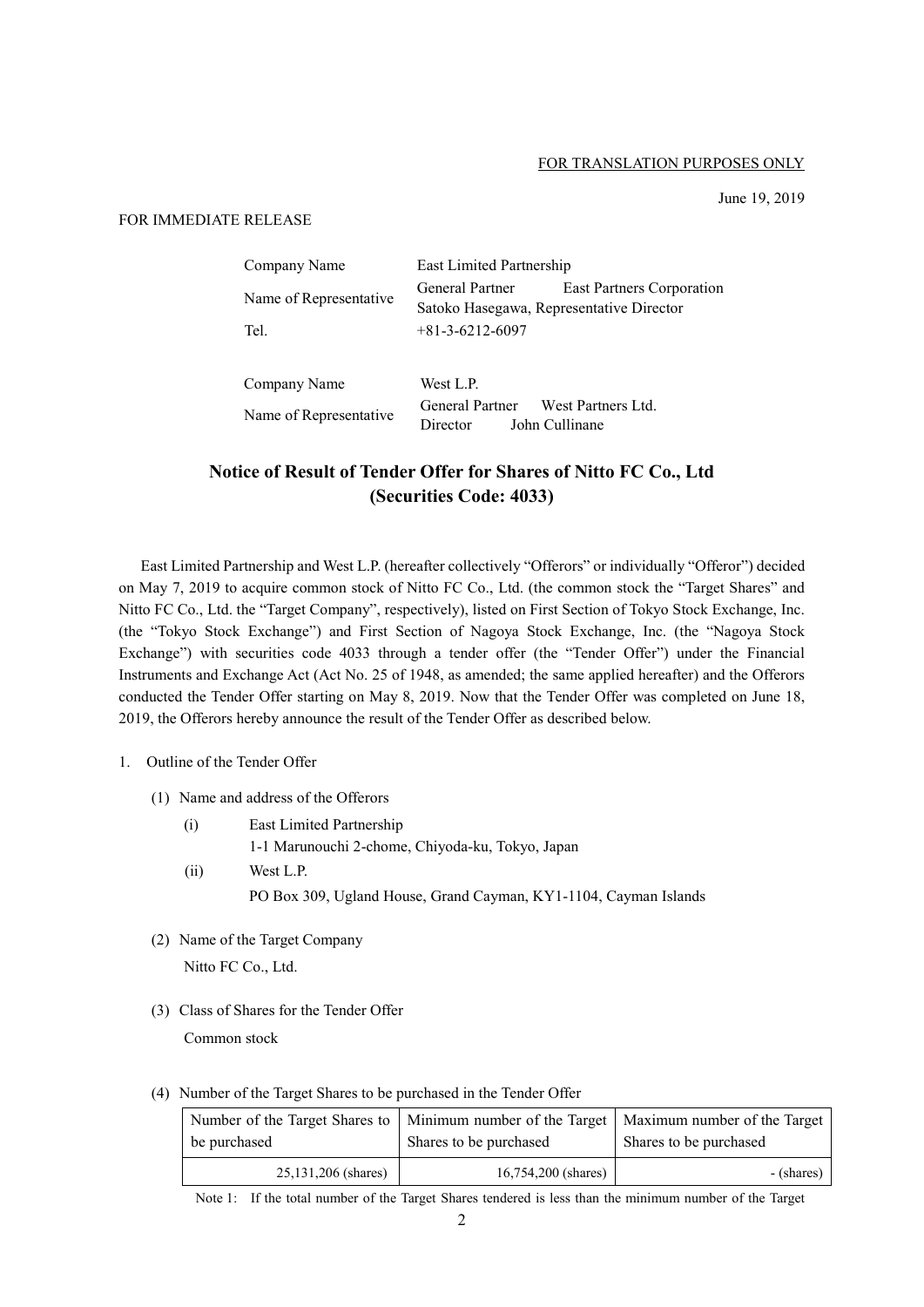FOR TRANSLATION PURPOSES ONLY

June 19, 2019

FOR IMMEDIATE RELEASE

| | |
|---|---|
| Company Name | East Limited Partnership |
| Name of Representative | General Partner East Partners Corporation<br>Satoko Hasegawa, Representative Director |
| Tel. | +81-3-6212-6097 |

| | |
|---|---|
| Company Name | West L.P. |
| Name of Representative | General Partner West Partners Ltd.<br>Director John Cullinane |

# Notice of Result of Tender Offer for Shares of Nitto FC Co., Ltd (Securities Code: 4033)

East Limited Partnership and West L.P. (hereafter collectively "Offerors" or individually "Offeror") decided on May 7, 2019 to acquire common stock of Nitto FC Co., Ltd. (the common stock the "Target Shares" and Nitto FC Co., Ltd. the "Target Company", respectively), listed on First Section of Tokyo Stock Exchange, Inc. (the "Tokyo Stock Exchange") and First Section of Nagoya Stock Exchange, Inc. (the "Nagoya Stock Exchange") with securities code 4033 through a tender offer (the "Tender Offer") under the Financial Instruments and Exchange Act (Act No. 25 of 1948, as amended; the same applied hereafter) and the Offerors conducted the Tender Offer starting on May 8, 2019. Now that the Tender Offer was completed on June 18, 2019, the Offerors hereby announce the result of the Tender Offer as described below.

1. Outline of the Tender Offer

   (1) Name and address of the Offerors

      (i) East Limited Partnership
      1-1 Marunouchi 2-chome, Chiyoda-ku, Tokyo, Japan

      (ii) West L.P.
      PO Box 309, Ugland House, Grand Cayman, KY1-1104, Cayman Islands

   (2) Name of the Target Company

      Nitto FC Co., Ltd.

   (3) Class of Shares for the Tender Offer

      Common stock

   (4) Number of the Target Shares to be purchased in the Tender Offer

| Number of the Target Shares to be purchased | Minimum number of the Target Shares to be purchased | Maximum number of the Target Shares to be purchased |
|---|---|---|
| 25,131,206 (shares) | 16,754,200 (shares) | - (shares) |

Note 1: If the total number of the Target Shares tendered is less than the minimum number of the Target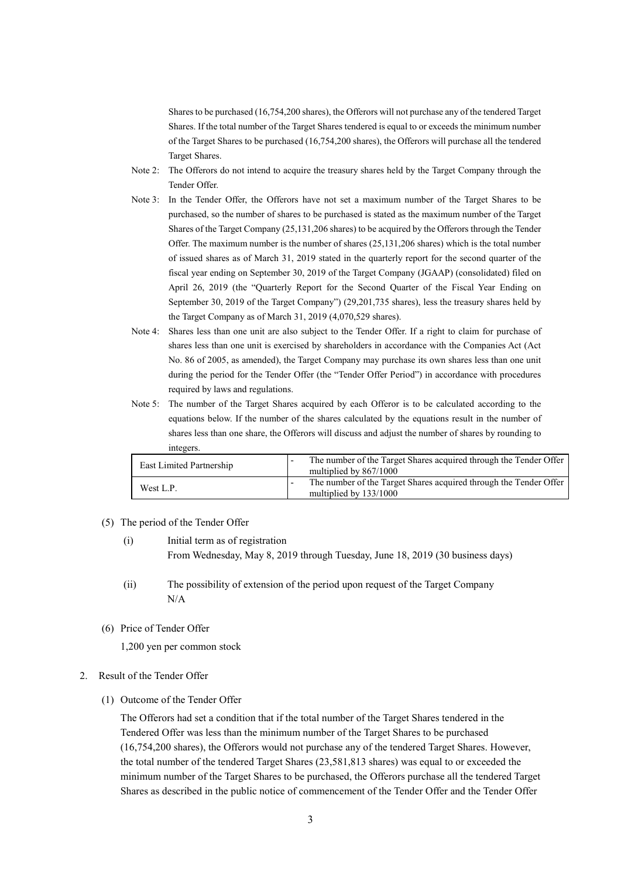Shares to be purchased (16,754,200 shares), the Offerors will not purchase any of the tendered Target Shares. If the total number of the Target Shares tendered is equal to or exceeds the minimum number of the Target Shares to be purchased (16,754,200 shares), the Offerors will purchase all the tendered Target Shares.

Note 2: The Offerors do not intend to acquire the treasury shares held by the Target Company through the Tender Offer.

Note 3: In the Tender Offer, the Offerors have not set a maximum number of the Target Shares to be purchased, so the number of shares to be purchased is stated as the maximum number of the Target Shares of the Target Company (25,131,206 shares) to be acquired by the Offerors through the Tender Offer. The maximum number is the number of shares (25,131,206 shares) which is the total number of issued shares as of March 31, 2019 stated in the quarterly report for the second quarter of the fiscal year ending on September 30, 2019 of the Target Company (JGAAP) (consolidated) filed on April 26, 2019 (the "Quarterly Report for the Second Quarter of the Fiscal Year Ending on September 30, 2019 of the Target Company") (29,201,735 shares), less the treasury shares held by the Target Company as of March 31, 2019 (4,070,529 shares).

Note 4: Shares less than one unit are also subject to the Tender Offer. If a right to claim for purchase of shares less than one unit is exercised by shareholders in accordance with the Companies Act (Act No. 86 of 2005, as amended), the Target Company may purchase its own shares less than one unit during the period for the Tender Offer (the "Tender Offer Period") in accordance with procedures required by laws and regulations.

Note 5: The number of the Target Shares acquired by each Offeror is to be calculated according to the equations below. If the number of the shares calculated by the equations result in the number of shares less than one share, the Offerors will discuss and adjust the number of shares by rounding to integers.

| East Limited Partnership | - The number of the Target Shares acquired through the Tender Offer multiplied by 867/1000 |
|---|---|
| West L.P. | - The number of the Target Shares acquired through the Tender Offer multiplied by 133/1000 |

(5) The period of the Tender Offer

(i) Initial term as of registration
From Wednesday, May 8, 2019 through Tuesday, June 18, 2019 (30 business days)

(ii) The possibility of extension of the period upon request of the Target Company
N/A

(6) Price of Tender Offer

1,200 yen per common stock

2. Result of the Tender Offer

(1) Outcome of the Tender Offer

The Offerors had set a condition that if the total number of the Target Shares tendered in the Tendered Offer was less than the minimum number of the Target Shares to be purchased (16,754,200 shares), the Offerors would not purchase any of the tendered Target Shares. However, the total number of the tendered Target Shares (23,581,813 shares) was equal to or exceeded the minimum number of the Target Shares to be purchased, the Offerors purchase all the tendered Target Shares as described in the public notice of commencement of the Tender Offer and the Tender Offer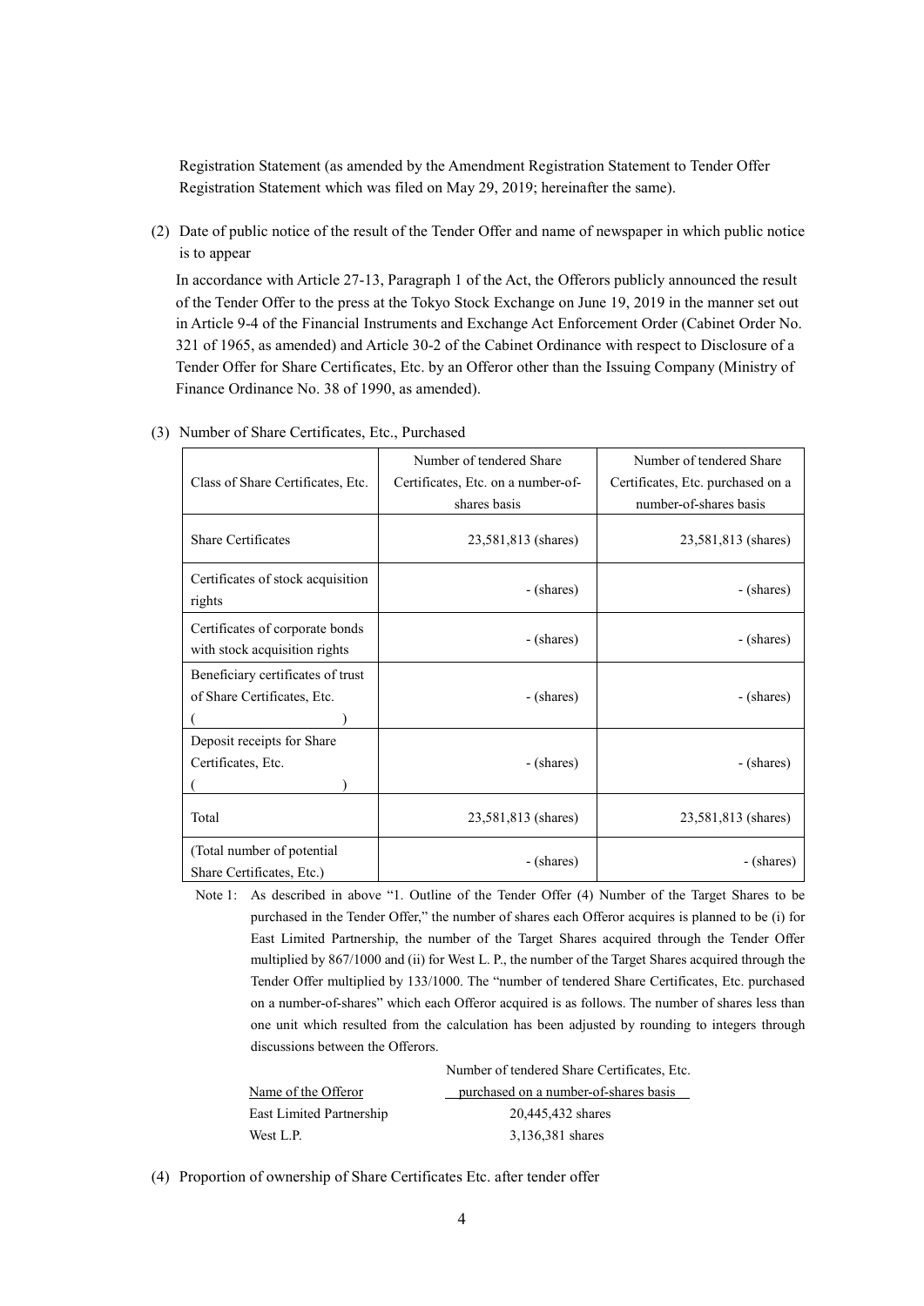Registration Statement (as amended by the Amendment Registration Statement to Tender Offer Registration Statement which was filed on May 29, 2019; hereinafter the same).

(2) Date of public notice of the result of the Tender Offer and name of newspaper in which public notice is to appear

In accordance with Article 27-13, Paragraph 1 of the Act, the Offerors publicly announced the result of the Tender Offer to the press at the Tokyo Stock Exchange on June 19, 2019 in the manner set out in Article 9-4 of the Financial Instruments and Exchange Act Enforcement Order (Cabinet Order No. 321 of 1965, as amended) and Article 30-2 of the Cabinet Ordinance with respect to Disclosure of a Tender Offer for Share Certificates, Etc. by an Offeror other than the Issuing Company (Ministry of Finance Ordinance No. 38 of 1990, as amended).

(3) Number of Share Certificates, Etc., Purchased

| Class of Share Certificates, Etc. | Number of tendered Share Certificates, Etc. on a number-of-shares basis | Number of tendered Share Certificates, Etc. purchased on a number-of-shares basis |
|---|---|---|
| Share Certificates | 23,581,813 (shares) | 23,581,813 (shares) |
| Certificates of stock acquisition rights | - (shares) | - (shares) |
| Certificates of corporate bonds with stock acquisition rights | - (shares) | - (shares) |
| Beneficiary certificates of trust of Share Certificates, Etc. ( ) | - (shares) | - (shares) |
| Deposit receipts for Share Certificates, Etc. ( ) | - (shares) | - (shares) |
| Total | 23,581,813 (shares) | 23,581,813 (shares) |
| (Total number of potential Share Certificates, Etc.) | - (shares) | - (shares) |

Note 1: As described in above "1. Outline of the Tender Offer (4) Number of the Target Shares to be purchased in the Tender Offer," the number of shares each Offeror acquires is planned to be (i) for East Limited Partnership, the number of the Target Shares acquired through the Tender Offer multiplied by 867/1000 and (ii) for West L. P., the number of the Target Shares acquired through the Tender Offer multiplied by 133/1000. The "number of tendered Share Certificates, Etc. purchased on a number-of-shares" which each Offeror acquired is as follows. The number of shares less than one unit which resulted from the calculation has been adjusted by rounding to integers through discussions between the Offerors.

| Name of the Offeror | Number of tendered Share Certificates, Etc. purchased on a number-of-shares basis |
|---|---|
| East Limited Partnership | 20,445,432 shares |
| West L.P. | 3,136,381 shares |

(4) Proportion of ownership of Share Certificates Etc. after tender offer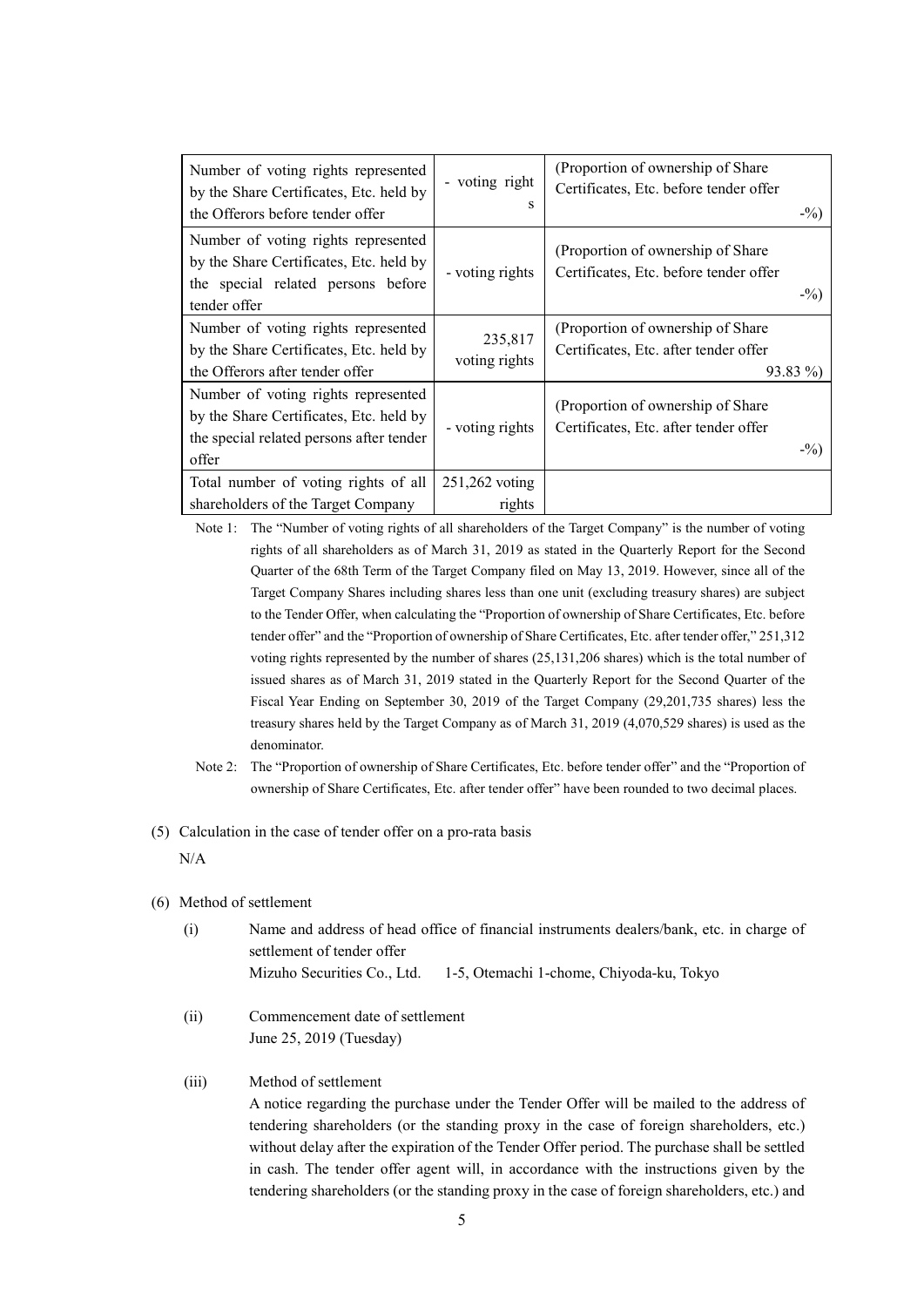| Number of voting rights represented by the Share Certificates, Etc. held by the Offerors before tender offer | - voting rights | (Proportion of ownership of Share Certificates, Etc. before tender offer -%) |
|---|---|---|
| Number of voting rights represented by the Share Certificates, Etc. held by the special related persons before tender offer | - voting rights | (Proportion of ownership of Share Certificates, Etc. before tender offer -%) |
| Number of voting rights represented by the Share Certificates, Etc. held by the Offerors after tender offer | 235,817 voting rights | (Proportion of ownership of Share Certificates, Etc. after tender offer 93.83 %) |
| Number of voting rights represented by the Share Certificates, Etc. held by the special related persons after tender offer | - voting rights | (Proportion of ownership of Share Certificates, Etc. after tender offer -%) |
| Total number of voting rights of all shareholders of the Target Company | 251,262 voting rights | |

Note 1: The "Number of voting rights of all shareholders of the Target Company" is the number of voting rights of all shareholders as of March 31, 2019 as stated in the Quarterly Report for the Second Quarter of the 68th Term of the Target Company filed on May 13, 2019. However, since all of the Target Company Shares including shares less than one unit (excluding treasury shares) are subject to the Tender Offer, when calculating the "Proportion of ownership of Share Certificates, Etc. before tender offer" and the "Proportion of ownership of Share Certificates, Etc. after tender offer," 251,312 voting rights represented by the number of shares (25,131,206 shares) which is the total number of issued shares as of March 31, 2019 stated in the Quarterly Report for the Second Quarter of the Fiscal Year Ending on September 30, 2019 of the Target Company (29,201,735 shares) less the treasury shares held by the Target Company as of March 31, 2019 (4,070,529 shares) is used as the denominator.

Note 2: The "Proportion of ownership of Share Certificates, Etc. before tender offer" and the "Proportion of ownership of Share Certificates, Etc. after tender offer" have been rounded to two decimal places.

(5) Calculation in the case of tender offer on a pro-rata basis

N/A

(6) Method of settlement

(i) Name and address of head office of financial instruments dealers/bank, etc. in charge of settlement of tender offer

Mizuho Securities Co., Ltd. 1-5, Otemachi 1-chome, Chiyoda-ku, Tokyo

(ii) Commencement date of settlement

June 25, 2019 (Tuesday)

(iii) Method of settlement

A notice regarding the purchase under the Tender Offer will be mailed to the address of tendering shareholders (or the standing proxy in the case of foreign shareholders, etc.) without delay after the expiration of the Tender Offer period. The purchase shall be settled in cash. The tender offer agent will, in accordance with the instructions given by the tendering shareholders (or the standing proxy in the case of foreign shareholders, etc.) and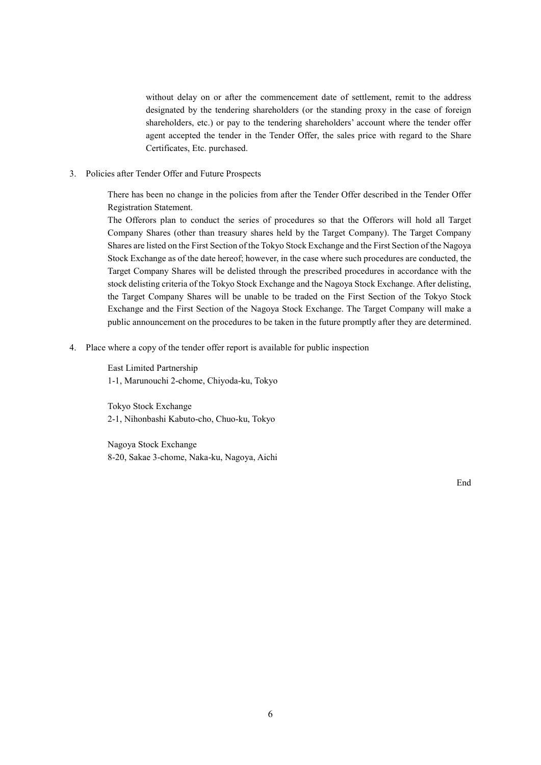without delay on or after the commencement date of settlement, remit to the address designated by the tendering shareholders (or the standing proxy in the case of foreign shareholders, etc.) or pay to the tendering shareholders' account where the tender offer agent accepted the tender in the Tender Offer, the sales price with regard to the Share Certificates, Etc. purchased.

3. Policies after Tender Offer and Future Prospects

There has been no change in the policies from after the Tender Offer described in the Tender Offer Registration Statement.

The Offerors plan to conduct the series of procedures so that the Offerors will hold all Target Company Shares (other than treasury shares held by the Target Company). The Target Company Shares are listed on the First Section of the Tokyo Stock Exchange and the First Section of the Nagoya Stock Exchange as of the date hereof; however, in the case where such procedures are conducted, the Target Company Shares will be delisted through the prescribed procedures in accordance with the stock delisting criteria of the Tokyo Stock Exchange and the Nagoya Stock Exchange. After delisting, the Target Company Shares will be unable to be traded on the First Section of the Tokyo Stock Exchange and the First Section of the Nagoya Stock Exchange. The Target Company will make a public announcement on the procedures to be taken in the future promptly after they are determined.

4. Place where a copy of the tender offer report is available for public inspection

East Limited Partnership
1-1, Marunouchi 2-chome, Chiyoda-ku, Tokyo

Tokyo Stock Exchange
2-1, Nihonbashi Kabuto-cho, Chuo-ku, Tokyo

Nagoya Stock Exchange
8-20, Sakae 3-chome, Naka-ku, Nagoya, Aichi

End